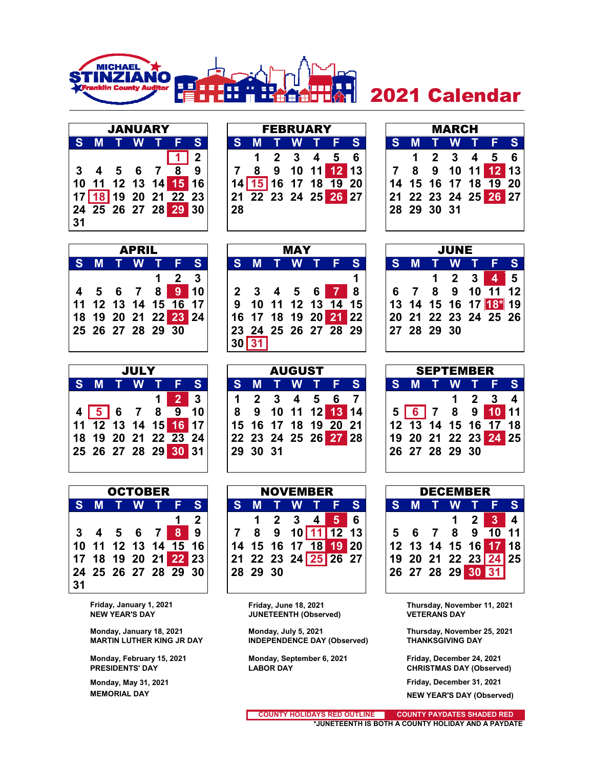MICHAEL STINZIANO
Franklin County Auditor

# 2021 Calendar

## JANUARY

| S | M | T | W | T | F | S |
|---|---|---|---|---|---|---|
| | | | | | 1 | 2 |
| 3 | 4 | 5 | 6 | 7 | 8 | 9 |
| 10 | 11 | 12 | 13 | 14 | 15 | 16 |
| 17 | 18 | 19 | 20 | 21 | 22 | 23 |
| 24 | 25 | 26 | 27 | 28 | 29 | 30 |
| 31 | | | | | | |

## FEBRUARY

| S | M | T | W | T | F | S |
|---|---|---|---|---|---|---|
| | 1 | 2 | 3 | 4 | 5 | 6 |
| 7 | 8 | 9 | 10 | 11 | 12 | 13 |
| 14 | 15 | 16 | 17 | 18 | 19 | 20 |
| 21 | 22 | 23 | 24 | 25 | 26 | 27 |
| 28 | | | | | | |

## MARCH

| S | M | T | W | T | F | S |
|---|---|---|---|---|---|---|
| | 1 | 2 | 3 | 4 | 5 | 6 |
| 7 | 8 | 9 | 10 | 11 | 12 | 13 |
| 14 | 15 | 16 | 17 | 18 | 19 | 20 |
| 21 | 22 | 23 | 24 | 25 | 26 | 27 |
| 28 | 29 | 30 | 31 | | | |

## APRIL

| S | M | T | W | T | F | S |
|---|---|---|---|---|---|---|
| | | | | 1 | 2 | 3 |
| 4 | 5 | 6 | 7 | 8 | 9 | 10 |
| 11 | 12 | 13 | 14 | 15 | 16 | 17 |
| 18 | 19 | 20 | 21 | 22 | 23 | 24 |
| 25 | 26 | 27 | 28 | 29 | 30 | |

## MAY

| S | M | T | W | T | F | S |
|---|---|---|---|---|---|---|
| | | | | | | 1 |
| 2 | 3 | 4 | 5 | 6 | 7 | 8 |
| 9 | 10 | 11 | 12 | 13 | 14 | 15 |
| 16 | 17 | 18 | 19 | 20 | 21 | 22 |
| 23 | 24 | 25 | 26 | 27 | 28 | 29 |
| 30 | 31 | | | | | |

## JUNE

| S | M | T | W | T | F | S |
|---|---|---|---|---|---|---|
| | | 1 | 2 | 3 | 4 | 5 |
| 6 | 7 | 8 | 9 | 10 | 11 | 12 |
| 13 | 14 | 15 | 16 | 17 | 18* | 19 |
| 20 | 21 | 22 | 23 | 24 | 25 | 26 |
| 27 | 28 | 29 | 30 | | | |

## JULY

| S | M | T | W | T | F | S |
|---|---|---|---|---|---|---|
| | | | | 1 | 2 | 3 |
| 4 | 5 | 6 | 7 | 8 | 9 | 10 |
| 11 | 12 | 13 | 14 | 15 | 16 | 17 |
| 18 | 19 | 20 | 21 | 22 | 23 | 24 |
| 25 | 26 | 27 | 28 | 29 | 30 | 31 |

## AUGUST

| S | M | T | W | T | F | S |
|---|---|---|---|---|---|---|
| 1 | 2 | 3 | 4 | 5 | 6 | 7 |
| 8 | 9 | 10 | 11 | 12 | 13 | 14 |
| 15 | 16 | 17 | 18 | 19 | 20 | 21 |
| 22 | 23 | 24 | 25 | 26 | 27 | 28 |
| 29 | 30 | 31 | | | | |

## SEPTEMBER

| S | M | T | W | T | F | S |
|---|---|---|---|---|---|---|
| | | | 1 | 2 | 3 | 4 |
| 5 | 6 | 7 | 8 | 9 | 10 | 11 |
| 12 | 13 | 14 | 15 | 16 | 17 | 18 |
| 19 | 20 | 21 | 22 | 23 | 24 | 25 |
| 26 | 27 | 28 | 29 | 30 | | |

## OCTOBER

| S | M | T | W | T | F | S |
|---|---|---|---|---|---|---|
| | | | | | 1 | 2 |
| 3 | 4 | 5 | 6 | 7 | 8 | 9 |
| 10 | 11 | 12 | 13 | 14 | 15 | 16 |
| 17 | 18 | 19 | 20 | 21 | 22 | 23 |
| 24 | 25 | 26 | 27 | 28 | 29 | 30 |
| 31 | | | | | | |

## NOVEMBER

| S | M | T | W | T | F | S |
|---|---|---|---|---|---|---|
| | 1 | 2 | 3 | 4 | 5 | 6 |
| 7 | 8 | 9 | 10 | 11 | 12 | 13 |
| 14 | 15 | 16 | 17 | 18 | 19 | 20 |
| 21 | 22 | 23 | 24 | 25 | 26 | 27 |
| 28 | 29 | 30 | | | | |

## DECEMBER

| S | M | T | W | T | F | S |
|---|---|---|---|---|---|---|
| | | | 1 | 2 | 3 | 4 |
| 5 | 6 | 7 | 8 | 9 | 10 | 11 |
| 12 | 13 | 14 | 15 | 16 | 17 | 18 |
| 19 | 20 | 21 | 22 | 23 | 24 | 25 |
| 26 | 27 | 28 | 29 | 30 | 31 | |

**Friday, January 1, 2021**
**NEW YEAR'S DAY**

**Monday, January 18, 2021**
**MARTIN LUTHER KING JR DAY**

**Monday, February 15, 2021**
**PRESIDENTS' DAY**

**Monday, May 31, 2021**
**MEMORIAL DAY**

**Friday, June 18, 2021**
**JUNETEENTH (Observed)**

**Monday, July 5, 2021**
**INDEPENDENCE DAY (Observed)**

**Monday, September 6, 2021**
**LABOR DAY**

**Thursday, November 11, 2021**
**VETERANS DAY**

**Thursday, November 25, 2021**
**THANKSGIVING DAY**

**Friday, December 24, 2021**
**CHRISTMAS DAY (Observed)**

**Friday, December 31, 2021**
**NEW YEAR'S DAY (Observed)**

COUNTY HOLIDAYS RED OUTLINE | COUNTY PAYDATES SHADED RED

*JUNETEENTH IS BOTH A COUNTY HOLIDAY AND A PAYDATE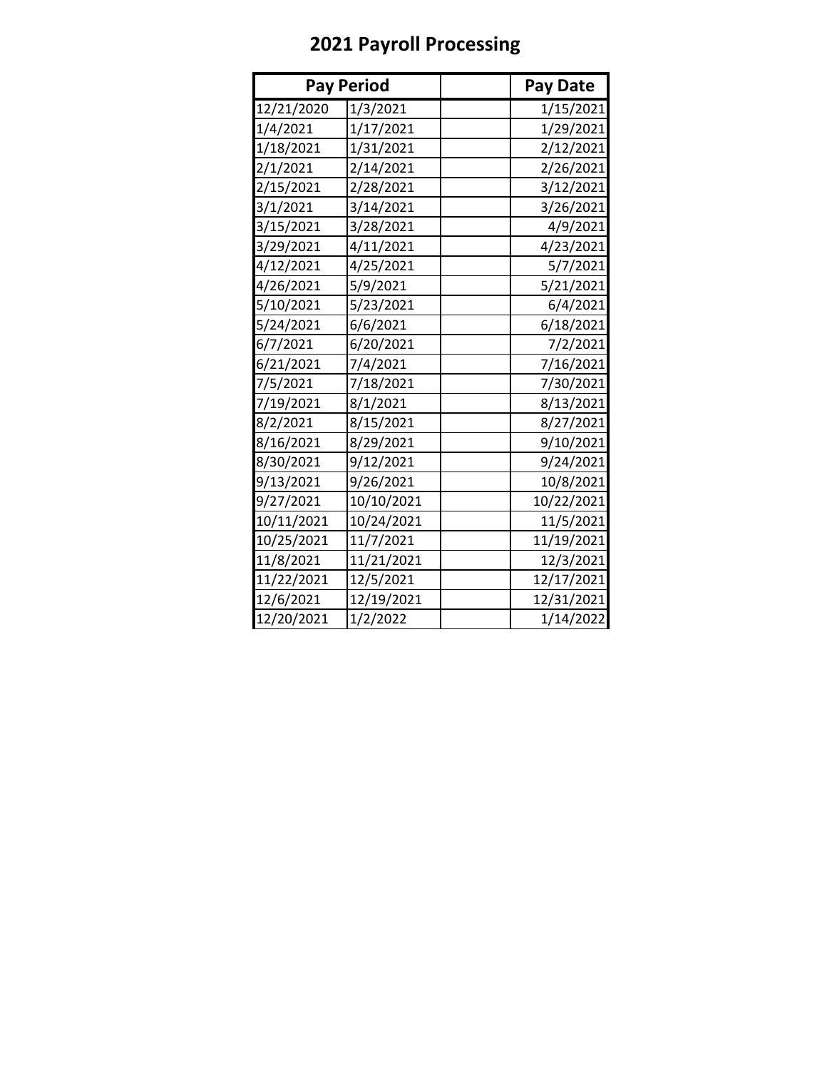# 2021 Payroll Processing

| Pay Period | | | Pay Date |
|---|---|---|---|
| 12/21/2020 | 1/3/2021 | | 1/15/2021 |
| 1/4/2021 | 1/17/2021 | | 1/29/2021 |
| 1/18/2021 | 1/31/2021 | | 2/12/2021 |
| 2/1/2021 | 2/14/2021 | | 2/26/2021 |
| 2/15/2021 | 2/28/2021 | | 3/12/2021 |
| 3/1/2021 | 3/14/2021 | | 3/26/2021 |
| 3/15/2021 | 3/28/2021 | | 4/9/2021 |
| 3/29/2021 | 4/11/2021 | | 4/23/2021 |
| 4/12/2021 | 4/25/2021 | | 5/7/2021 |
| 4/26/2021 | 5/9/2021 | | 5/21/2021 |
| 5/10/2021 | 5/23/2021 | | 6/4/2021 |
| 5/24/2021 | 6/6/2021 | | 6/18/2021 |
| 6/7/2021 | 6/20/2021 | | 7/2/2021 |
| 6/21/2021 | 7/4/2021 | | 7/16/2021 |
| 7/5/2021 | 7/18/2021 | | 7/30/2021 |
| 7/19/2021 | 8/1/2021 | | 8/13/2021 |
| 8/2/2021 | 8/15/2021 | | 8/27/2021 |
| 8/16/2021 | 8/29/2021 | | 9/10/2021 |
| 8/30/2021 | 9/12/2021 | | 9/24/2021 |
| 9/13/2021 | 9/26/2021 | | 10/8/2021 |
| 9/27/2021 | 10/10/2021 | | 10/22/2021 |
| 10/11/2021 | 10/24/2021 | | 11/5/2021 |
| 10/25/2021 | 11/7/2021 | | 11/19/2021 |
| 11/8/2021 | 11/21/2021 | | 12/3/2021 |
| 11/22/2021 | 12/5/2021 | | 12/17/2021 |
| 12/6/2021 | 12/19/2021 | | 12/31/2021 |
| 12/20/2021 | 1/2/2022 | | 1/14/2022 |